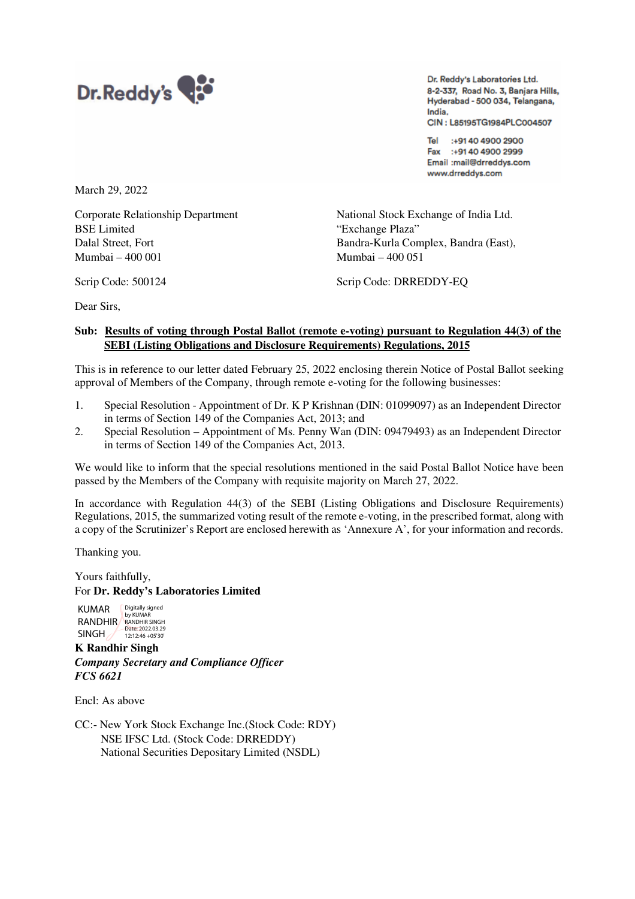Dr.Reddy's

Dr. Reddy's Laboratories Ltd.
8-2-337, Road No. 3, Banjara Hills,
Hyderabad - 500 034, Telangana,
India.
CIN : L85195TG1984PLC004507

Tel :+91 40 4900 2900
Fax :+91 40 4900 2999
Email :mail@drreddys.com
www.drreddys.com

March 29, 2022

Corporate Relationship Department
BSE Limited
Dalal Street, Fort
Mumbai – 400 001

Scrip Code: 500124

National Stock Exchange of India Ltd.
"Exchange Plaza"
Bandra-Kurla Complex, Bandra (East),
Mumbai – 400 051

Scrip Code: DRREDDY-EQ

Dear Sirs,

**Sub: Results of voting through Postal Ballot (remote e-voting) pursuant to Regulation 44(3) of the SEBI (Listing Obligations and Disclosure Requirements) Regulations, 2015**

This is in reference to our letter dated February 25, 2022 enclosing therein Notice of Postal Ballot seeking approval of Members of the Company, through remote e-voting for the following businesses:

1. Special Resolution - Appointment of Dr. K P Krishnan (DIN: 01099097) as an Independent Director in terms of Section 149 of the Companies Act, 2013; and
2. Special Resolution – Appointment of Ms. Penny Wan (DIN: 09479493) as an Independent Director in terms of Section 149 of the Companies Act, 2013.

We would like to inform that the special resolutions mentioned in the said Postal Ballot Notice have been passed by the Members of the Company with requisite majority on March 27, 2022.

In accordance with Regulation 44(3) of the SEBI (Listing Obligations and Disclosure Requirements) Regulations, 2015, the summarized voting result of the remote e-voting, in the prescribed format, along with a copy of the Scrutinizer's Report are enclosed herewith as 'Annexure A', for your information and records.

Thanking you.

Yours faithfully,
For **Dr. Reddy's Laboratories Limited**

KUMAR RANDHIR SINGH
Digitally signed by KUMAR RANDHIR SINGH
Date: 2022.03.29 12:12:46 +05'30'

**K Randhir Singh**
***Company Secretary and Compliance Officer***
***FCS 6621***

Encl: As above

CC:- New York Stock Exchange Inc.(Stock Code: RDY)
NSE IFSC Ltd. (Stock Code: DRREDDY)
National Securities Depositary Limited (NSDL)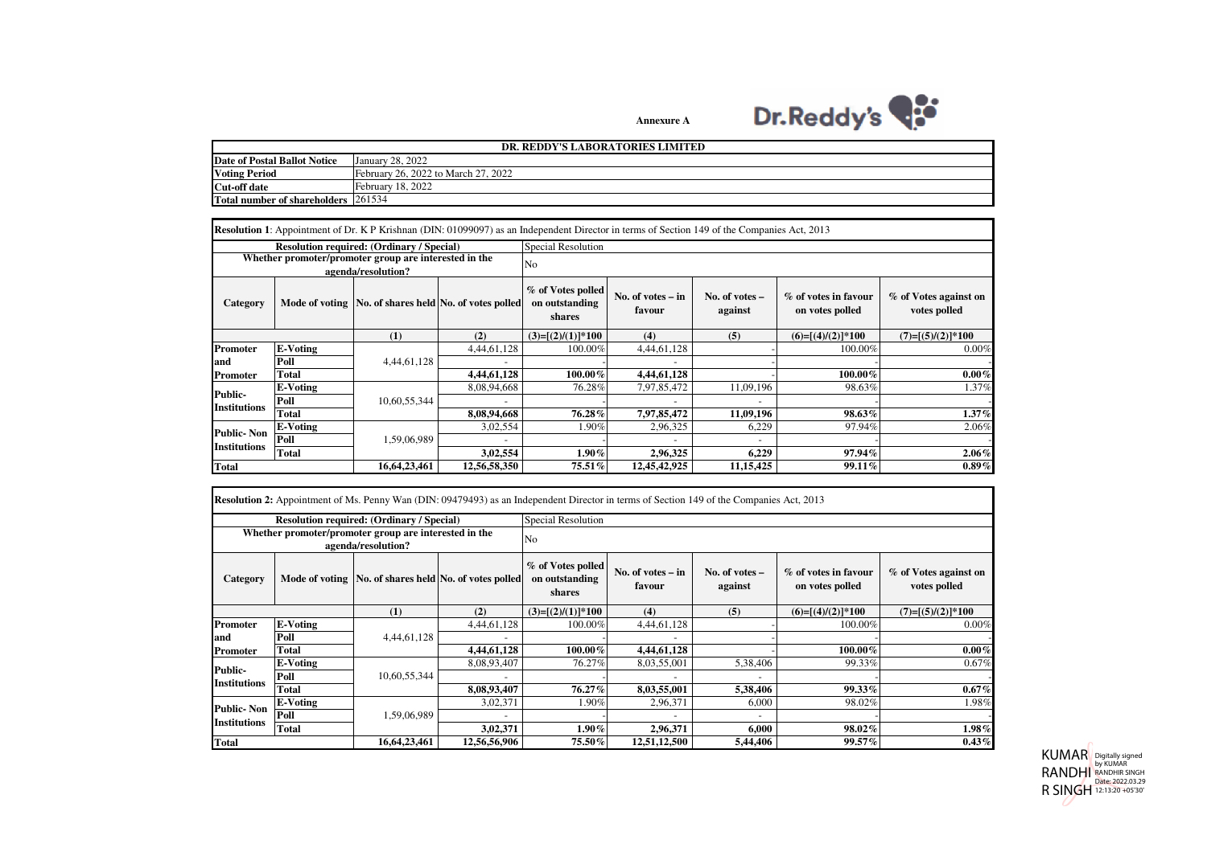Annexure A

Dr.Reddy's

| DR. REDDY'S LABORATORIES LIMITED | |
|---|---|
| Date of Postal Ballot Notice | January 28, 2022 |
| Voting Period | February 26, 2022 to March 27, 2022 |
| Cut-off date | February 18, 2022 |
| Total number of shareholders | 261534 |

**Resolution 1**: Appointment of Dr. K P Krishnan (DIN: 01099097) as an Independent Director in terms of Section 149 of the Companies Act, 2013

| Resolution required: (Ordinary / Special) | | | | Special Resolution | | | | |
|---|---|---|---|---|---|---|---|---|
| Whether promoter/promoter group are interested in the agenda/resolution? | | | | No | | | | |
| Category | Mode of voting | No. of shares held | No. of votes polled | % of Votes polled on outstanding shares | No. of votes – in favour | No. of votes – against | % of votes in favour on votes polled | % of Votes against on votes polled |
| | | (1) | (2) | (3)=[(2)/(1)]*100 | (4) | (5) | (6)=[(4)/(2)]*100 | (7)=[(5)/(2)]*100 |
| Promoter and Promoter | E-Voting | 4,44,61,128 | 4,44,61,128 | 100.00% | 4,44,61,128 | - | 100.00% | 0.00% |
| | Poll | | - | - | - | - | - | - |
| | Total | | **4,44,61,128** | **100.00%** | **4,44,61,128** | - | **100.00%** | **0.00%** |
| Public-Institutions | E-Voting | 10,60,55,344 | 8,08,94,668 | 76.28% | 7,97,85,472 | 11,09,196 | 98.63% | 1.37% |
| | Poll | | - | - | - | - | - | - |
| | Total | | **8,08,94,668** | **76.28%** | **7,97,85,472** | **11,09,196** | **98.63%** | **1.37%** |
| Public- Non Institutions | E-Voting | 1,59,06,989 | 3,02,554 | 1.90% | 2,96,325 | 6,229 | 97.94% | 2.06% |
| | Poll | | - | - | - | - | - | - |
| | Total | | **3,02,554** | **1.90%** | **2,96,325** | **6,229** | **97.94%** | **2.06%** |
| **Total** | | **16,64,23,461** | **12,56,58,350** | **75.51%** | **12,45,42,925** | **11,15,425** | **99.11%** | **0.89%** |

**Resolution 2:** Appointment of Ms. Penny Wan (DIN: 09479493) as an Independent Director in terms of Section 149 of the Companies Act, 2013

| Resolution required: (Ordinary / Special) | | | | Special Resolution | | | | |
|---|---|---|---|---|---|---|---|---|
| Whether promoter/promoter group are interested in the agenda/resolution? | | | | No | | | | |
| Category | Mode of voting | No. of shares held | No. of votes polled | % of Votes polled on outstanding shares | No. of votes – in favour | No. of votes – against | % of votes in favour on votes polled | % of Votes against on votes polled |
| | | (1) | (2) | (3)=[(2)/(1)]*100 | (4) | (5) | (6)=[(4)/(2)]*100 | (7)=[(5)/(2)]*100 |
| Promoter and Promoter | E-Voting | 4,44,61,128 | 4,44,61,128 | 100.00% | 4,44,61,128 | - | 100.00% | 0.00% |
| | Poll | | - | - | - | - | - | - |
| | Total | | **4,44,61,128** | **100.00%** | **4,44,61,128** | - | **100.00%** | **0.00%** |
| Public-Institutions | E-Voting | 10,60,55,344 | 8,08,93,407 | 76.27% | 8,03,55,001 | 5,38,406 | 99.33% | 0.67% |
| | Poll | | - | - | - | - | - | - |
| | Total | | **8,08,93,407** | **76.27%** | **8,03,55,001** | **5,38,406** | **99.33%** | **0.67%** |
| Public- Non Institutions | E-Voting | 1,59,06,989 | 3,02,371 | 1.90% | 2,96,371 | 6,000 | 98.02% | 1.98% |
| | Poll | | - | - | - | - | - | - |
| | Total | | **3,02,371** | **1.90%** | **2,96,371** | **6,000** | **98.02%** | **1.98%** |
| **Total** | | **16,64,23,461** | **12,56,56,906** | **75.50%** | **12,51,12,500** | **5,44,406** | **99.57%** | **0.43%** |

KUMAR RANDHIR SINGH Digitally signed by KUMAR RANDHIR SINGH Date: 2022.03.29 12:13:20 +05'30'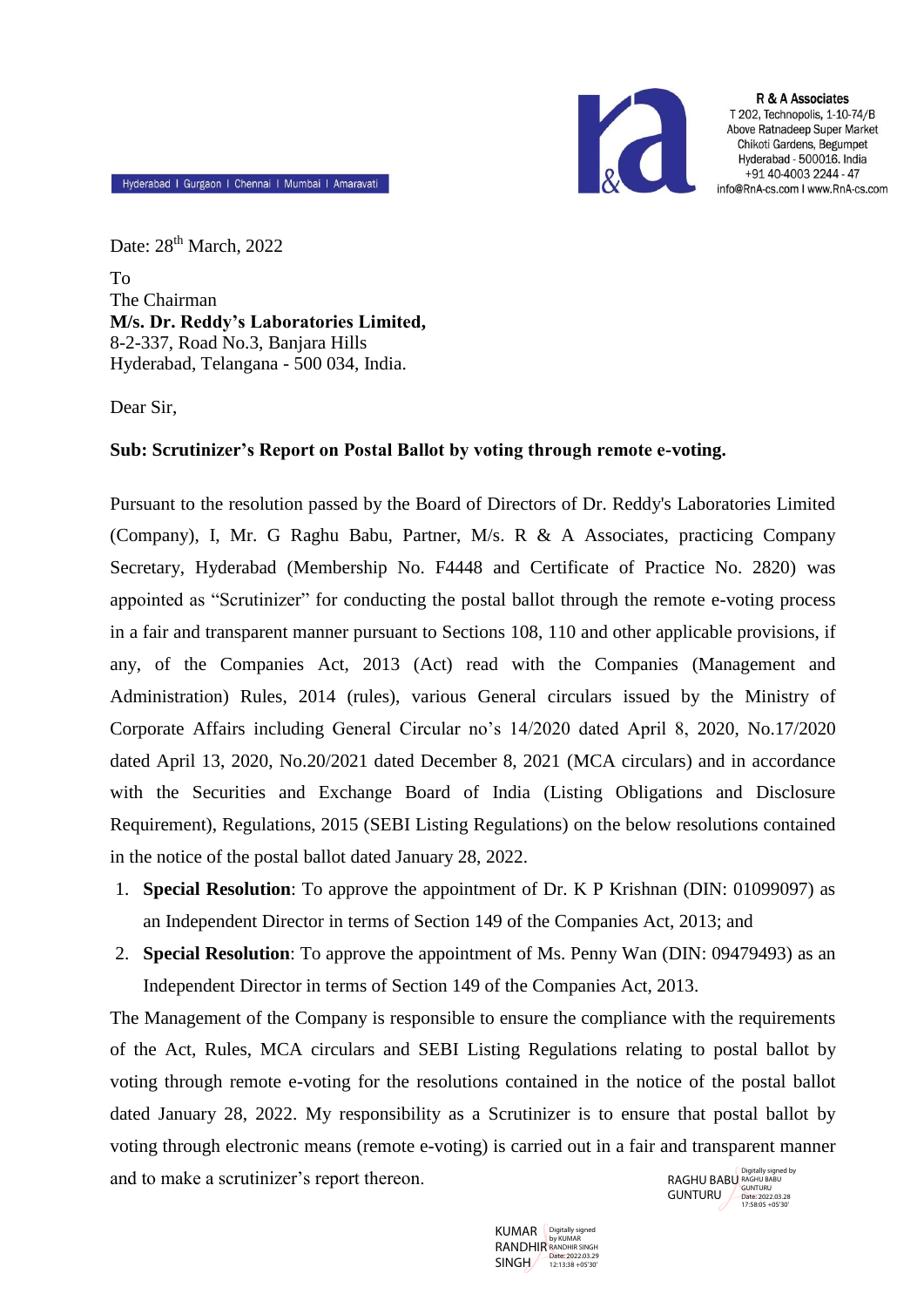**R & A Associates**
T 202, Technopolis, 1-10-74/B
Above Ratnadeep Super Market
Chikoti Gardens, Begumpet
Hyderabad - 500016. India
+91 40-4003 2244 - 47
info@RnA-cs.com I www.RnA-cs.com

Hyderabad I Gurgaon I Chennai I Mumbai I Amaravati

Date: 28th March, 2022

To
The Chairman
**M/s. Dr. Reddy's Laboratories Limited,**
8-2-337, Road No.3, Banjara Hills
Hyderabad, Telangana - 500 034, India.

Dear Sir,

**Sub: Scrutinizer's Report on Postal Ballot by voting through remote e-voting.**

Pursuant to the resolution passed by the Board of Directors of Dr. Reddy's Laboratories Limited (Company), I, Mr. G Raghu Babu, Partner, M/s. R & A Associates, practicing Company Secretary, Hyderabad (Membership No. F4448 and Certificate of Practice No. 2820) was appointed as "Scrutinizer" for conducting the postal ballot through the remote e-voting process in a fair and transparent manner pursuant to Sections 108, 110 and other applicable provisions, if any, of the Companies Act, 2013 (Act) read with the Companies (Management and Administration) Rules, 2014 (rules), various General circulars issued by the Ministry of Corporate Affairs including General Circular no's 14/2020 dated April 8, 2020, No.17/2020 dated April 13, 2020, No.20/2021 dated December 8, 2021 (MCA circulars) and in accordance with the Securities and Exchange Board of India (Listing Obligations and Disclosure Requirement), Regulations, 2015 (SEBI Listing Regulations) on the below resolutions contained in the notice of the postal ballot dated January 28, 2022.

1. **Special Resolution**: To approve the appointment of Dr. K P Krishnan (DIN: 01099097) as an Independent Director in terms of Section 149 of the Companies Act, 2013; and
2. **Special Resolution**: To approve the appointment of Ms. Penny Wan (DIN: 09479493) as an Independent Director in terms of Section 149 of the Companies Act, 2013.

The Management of the Company is responsible to ensure the compliance with the requirements of the Act, Rules, MCA circulars and SEBI Listing Regulations relating to postal ballot by voting through remote e-voting for the resolutions contained in the notice of the postal ballot dated January 28, 2022. My responsibility as a Scrutinizer is to ensure that postal ballot by voting through electronic means (remote e-voting) is carried out in a fair and transparent manner and to make a scrutinizer's report thereon.

RAGHU BABU GUNTURU — Digitally signed by RAGHU BABU GUNTURU Date: 2022.03.28 17:58:05 +05'30'

KUMAR RANDHIR SINGH — Digitally signed by KUMAR RANDHIR SINGH Date: 2022.03.29 12:13:38 +05'30'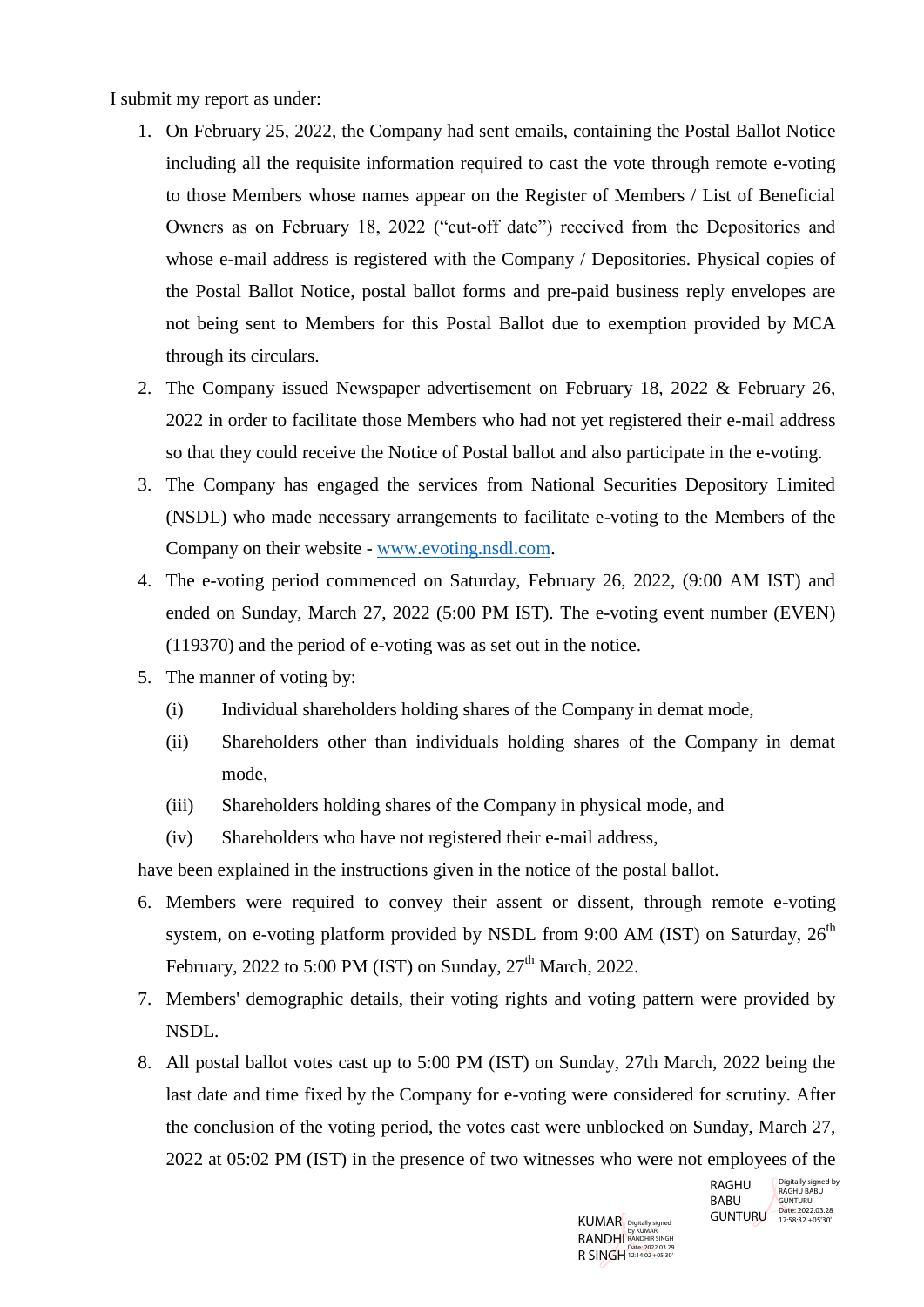I submit my report as under:

1. On February 25, 2022, the Company had sent emails, containing the Postal Ballot Notice including all the requisite information required to cast the vote through remote e-voting to those Members whose names appear on the Register of Members / List of Beneficial Owners as on February 18, 2022 ("cut-off date") received from the Depositories and whose e-mail address is registered with the Company / Depositories. Physical copies of the Postal Ballot Notice, postal ballot forms and pre-paid business reply envelopes are not being sent to Members for this Postal Ballot due to exemption provided by MCA through its circulars.
2. The Company issued Newspaper advertisement on February 18, 2022 & February 26, 2022 in order to facilitate those Members who had not yet registered their e-mail address so that they could receive the Notice of Postal ballot and also participate in the e-voting.
3. The Company has engaged the services from National Securities Depository Limited (NSDL) who made necessary arrangements to facilitate e-voting to the Members of the Company on their website - www.evoting.nsdl.com.
4. The e-voting period commenced on Saturday, February 26, 2022, (9:00 AM IST) and ended on Sunday, March 27, 2022 (5:00 PM IST). The e-voting event number (EVEN) (119370) and the period of e-voting was as set out in the notice.
5. The manner of voting by:
   (i) Individual shareholders holding shares of the Company in demat mode,
   (ii) Shareholders other than individuals holding shares of the Company in demat mode,
   (iii) Shareholders holding shares of the Company in physical mode, and
   (iv) Shareholders who have not registered their e-mail address,

   have been explained in the instructions given in the notice of the postal ballot.
6. Members were required to convey their assent or dissent, through remote e-voting system, on e-voting platform provided by NSDL from 9:00 AM (IST) on Saturday, 26th February, 2022 to 5:00 PM (IST) on Sunday, 27th March, 2022.
7. Members' demographic details, their voting rights and voting pattern were provided by NSDL.
8. All postal ballot votes cast up to 5:00 PM (IST) on Sunday, 27th March, 2022 being the last date and time fixed by the Company for e-voting were considered for scrutiny. After the conclusion of the voting period, the votes cast were unblocked on Sunday, March 27, 2022 at 05:02 PM (IST) in the presence of two witnesses who were not employees of the

RAGHU BABU GUNTURU — Digitally signed by RAGHU BABU GUNTURU Date: 2022.03.28 17:58:32 +05'30'

KUMAR RANDHIR SINGH — Digitally signed by KUMAR RANDHIR SINGH Date: 2022.03.29 12:14:02 +05'30'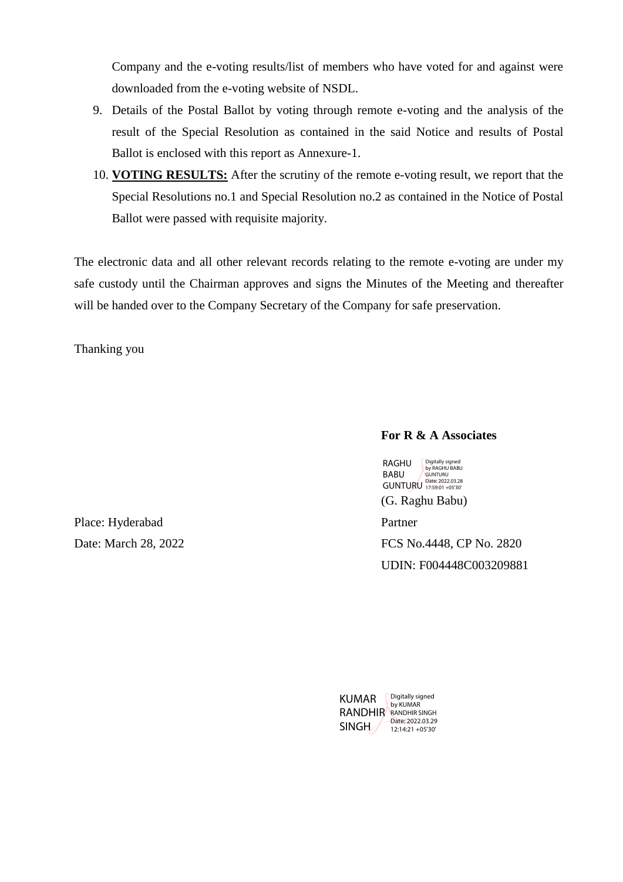Company and the e-voting results/list of members who have voted for and against were downloaded from the e-voting website of NSDL.

9. Details of the Postal Ballot by voting through remote e-voting and the analysis of the result of the Special Resolution as contained in the said Notice and results of Postal Ballot is enclosed with this report as Annexure-1.
10. **VOTING RESULTS:** After the scrutiny of the remote e-voting result, we report that the Special Resolutions no.1 and Special Resolution no.2 as contained in the Notice of Postal Ballot were passed with requisite majority.

The electronic data and all other relevant records relating to the remote e-voting are under my safe custody until the Chairman approves and signs the Minutes of the Meeting and thereafter will be handed over to the Company Secretary of the Company for safe preservation.

Thanking you

**For R & A Associates**

RAGHU BABU GUNTURU — Digitally signed by RAGHU BABU GUNTURU Date: 2022.03.28 17:59:01 +05'30'

(G. Raghu Babu)

Place: Hyderabad
Date: March 28, 2022

Partner
FCS No.4448, CP No. 2820
UDIN: F004448C003209881

KUMAR RANDHIR SINGH — Digitally signed by KUMAR RANDHIR SINGH Date: 2022.03.29 12:14:21 +05'30'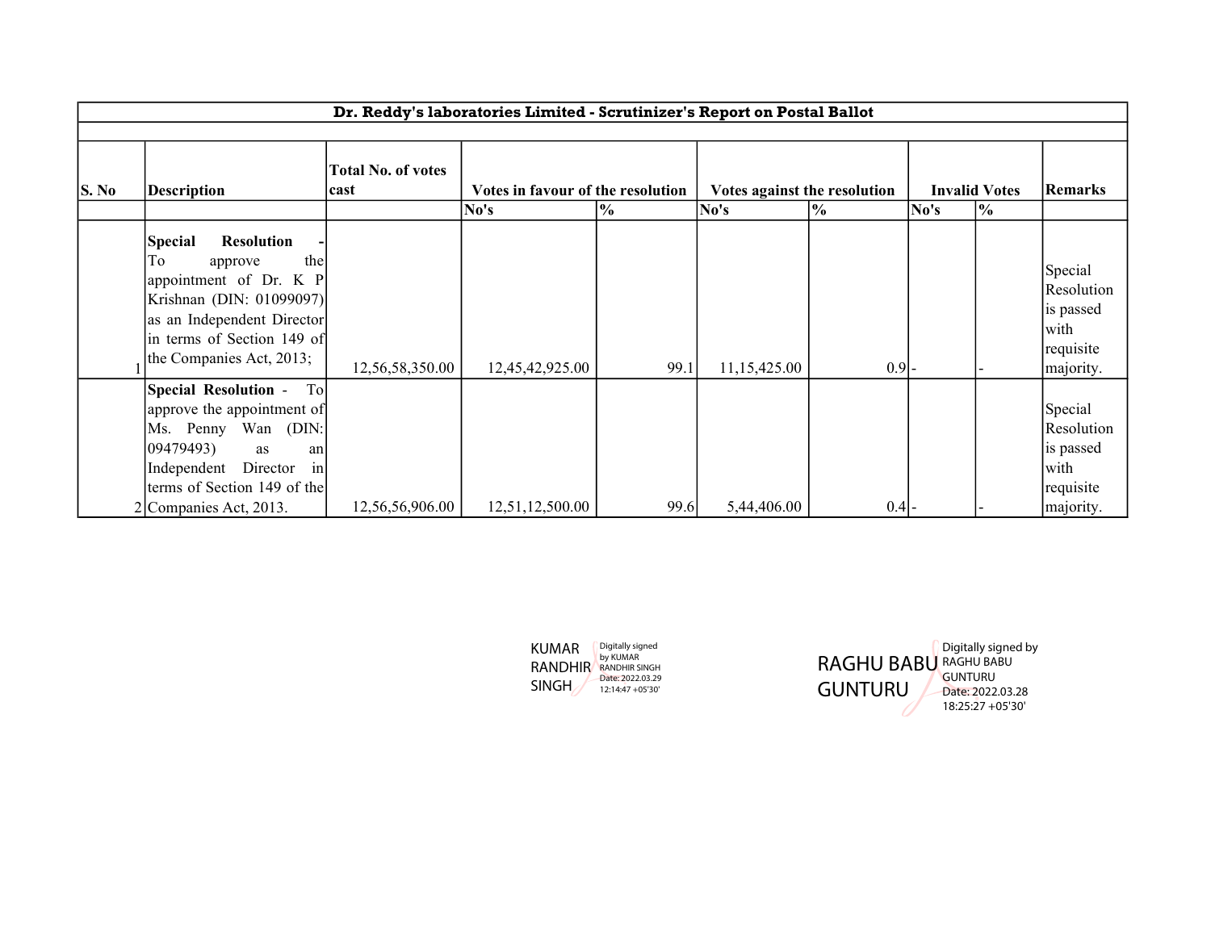| Dr. Reddy's laboratories Limited - Scrutinizer's Report on Postal Ballot | | | | | | | | | |
|---|---|---|---|---|---|---|---|---|---|
| **S. No** | **Description** | **Total No. of votes cast** | **Votes in favour of the resolution** | | **Votes against the resolution** | | **Invalid Votes** | | **Remarks** |
| | | | **No's** | **%** | **No's** | **%** | **No's** | **%** | |
| 1 | **Special Resolution** - To approve the appointment of Dr. K P Krishnan (DIN: 01099097) as an Independent Director in terms of Section 149 of the Companies Act, 2013; | 12,56,58,350.00 | 12,45,42,925.00 | 99.1 | 11,15,425.00 | 0.9 | - | - | Special Resolution is passed with requisite majority. |
| 2 | **Special Resolution** - To approve the appointment of Ms. Penny Wan (DIN: 09479493) as an Independent Director in terms of Section 149 of the Companies Act, 2013. | 12,56,56,906.00 | 12,51,12,500.00 | 99.6 | 5,44,406.00 | 0.4 | - | - | Special Resolution is passed with requisite majority. |

KUMAR RANDHIR SINGH — Digitally signed by KUMAR RANDHIR SINGH Date: 2022.03.29 12:14:47 +05'30'

RAGHU BABU GUNTURU — Digitally signed by RAGHU BABU GUNTURU Date: 2022.03.28 18:25:27 +05'30'